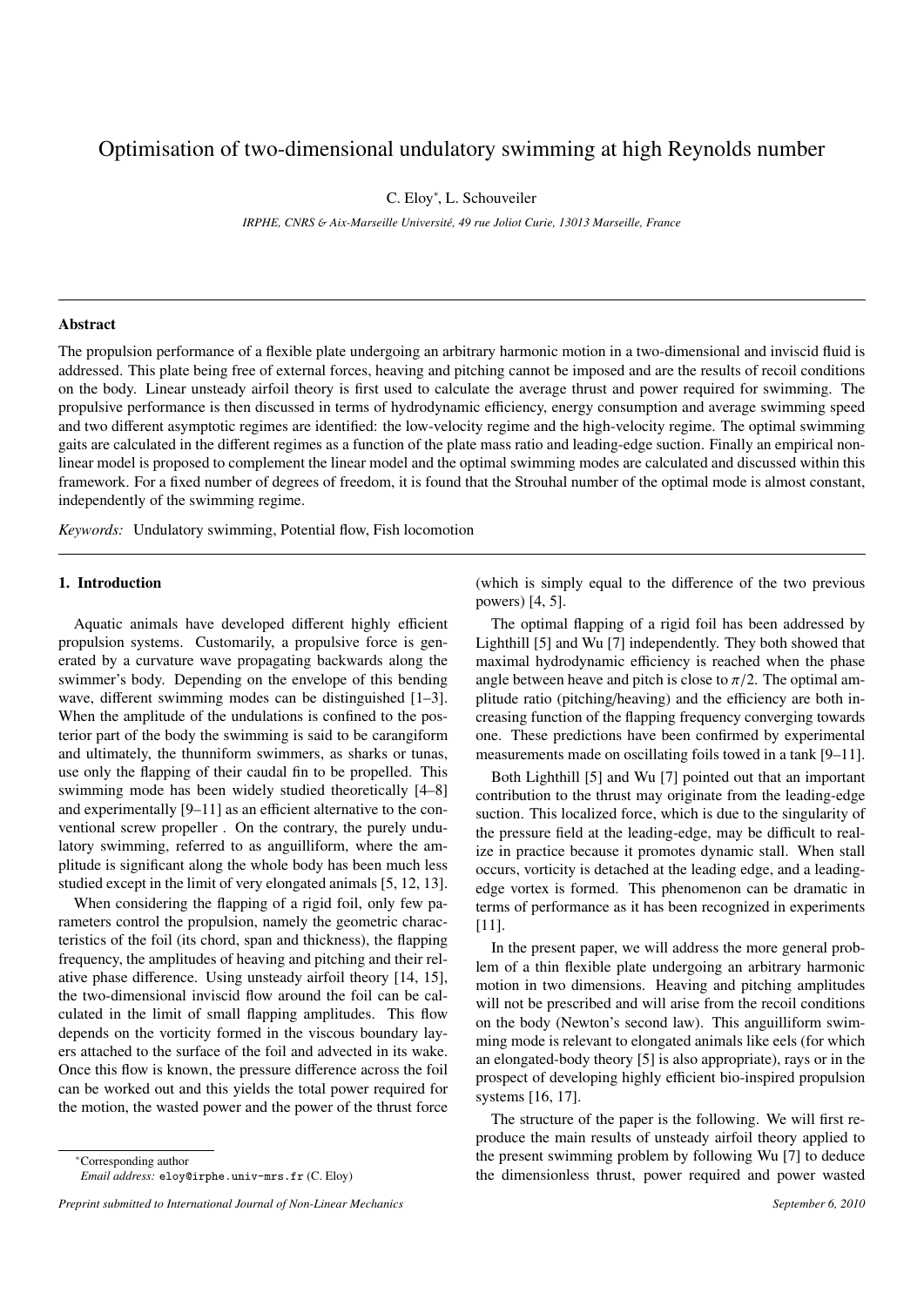# Optimisation of two-dimensional undulatory swimming at high Reynolds number

C. Eloy*, L. Schouveiler

*IRPHE, CNRS & Aix-Marseille Université, 49 rue Joliot Curie, 13013 Marseille, France*

---

## Abstract

The propulsion performance of a flexible plate undergoing an arbitrary harmonic motion in a two-dimensional and inviscid fluid is addressed. This plate being free of external forces, heaving and pitching cannot be imposed and are the results of recoil conditions on the body. Linear unsteady airfoil theory is first used to calculate the average thrust and power required for swimming. The propulsive performance is then discussed in terms of hydrodynamic efficiency, energy consumption and average swimming speed and two different asymptotic regimes are identified: the low-velocity regime and the high-velocity regime. The optimal swimming gaits are calculated in the different regimes as a function of the plate mass ratio and leading-edge suction. Finally an empirical non-linear model is proposed to complement the linear model and the optimal swimming modes are calculated and discussed within this framework. For a fixed number of degrees of freedom, it is found that the Strouhal number of the optimal mode is almost constant, independently of the swimming regime.

*Keywords:* Undulatory swimming, Potential flow, Fish locomotion

---

## 1. Introduction

Aquatic animals have developed different highly efficient propulsion systems. Customarily, a propulsive force is generated by a curvature wave propagating backwards along the swimmer's body. Depending on the envelope of this bending wave, different swimming modes can be distinguished [1–3]. When the amplitude of the undulations is confined to the posterior part of the body the swimming is said to be carangiform and ultimately, the thunniform swimmers, as sharks or tunas, use only the flapping of their caudal fin to be propelled. This swimming mode has been widely studied theoretically [4–8] and experimentally [9–11] as an efficient alternative to the conventional screw propeller . On the contrary, the purely undulatory swimming, referred to as anguilliform, where the amplitude is significant along the whole body has been much less studied except in the limit of very elongated animals [5, 12, 13].

When considering the flapping of a rigid foil, only few parameters control the propulsion, namely the geometric characteristics of the foil (its chord, span and thickness), the flapping frequency, the amplitudes of heaving and pitching and their relative phase difference. Using unsteady airfoil theory [14, 15], the two-dimensional inviscid flow around the foil can be calculated in the limit of small flapping amplitudes. This flow depends on the vorticity formed in the viscous boundary layers attached to the surface of the foil and advected in its wake. Once this flow is known, the pressure difference across the foil can be worked out and this yields the total power required for the motion, the wasted power and the power of the thrust force (which is simply equal to the difference of the two previous powers) [4, 5].

The optimal flapping of a rigid foil has been addressed by Lighthill [5] and Wu [7] independently. They both showed that maximal hydrodynamic efficiency is reached when the phase angle between heave and pitch is close to $\pi/2$. The optimal amplitude ratio (pitching/heaving) and the efficiency are both increasing function of the flapping frequency converging towards one. These predictions have been confirmed by experimental measurements made on oscillating foils towed in a tank [9–11].

Both Lighthill [5] and Wu [7] pointed out that an important contribution to the thrust may originate from the leading-edge suction. This localized force, which is due to the singularity of the pressure field at the leading-edge, may be difficult to realize in practice because it promotes dynamic stall. When stall occurs, vorticity is detached at the leading edge, and a leading-edge vortex is formed. This phenomenon can be dramatic in terms of performance as it has been recognized in experiments [11].

In the present paper, we will address the more general problem of a thin flexible plate undergoing an arbitrary harmonic motion in two dimensions. Heaving and pitching amplitudes will not be prescribed and will arise from the recoil conditions on the body (Newton's second law). This anguilliform swimming mode is relevant to elongated animals like eels (for which an elongated-body theory [5] is also appropriate), rays or in the prospect of developing highly efficient bio-inspired propulsion systems [16, 17].

The structure of the paper is the following. We will first reproduce the main results of unsteady airfoil theory applied to the present swimming problem by following Wu [7] to deduce the dimensionless thrust, power required and power wasted

*Corresponding author
*Email address:* eloy@irphe.univ-mrs.fr (C. Eloy)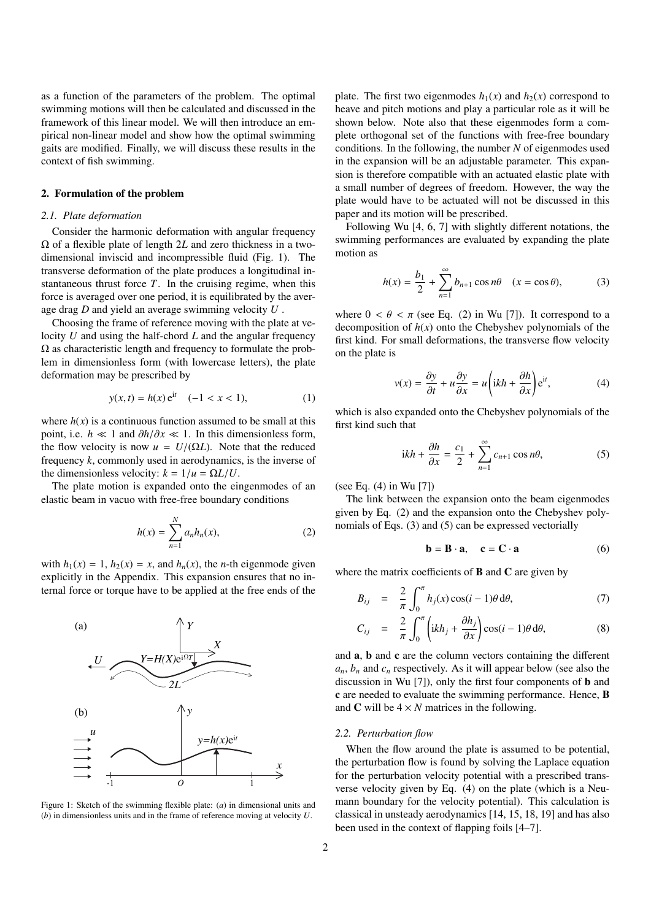as a function of the parameters of the problem. The optimal swimming motions will then be calculated and discussed in the framework of this linear model. We will then introduce an empirical non-linear model and show how the optimal swimming gaits are modified. Finally, we will discuss these results in the context of fish swimming.

## 2. Formulation of the problem

### 2.1. Plate deformation

Consider the harmonic deformation with angular frequency $\Omega$ of a flexible plate of length $2L$ and zero thickness in a two-dimensional inviscid and incompressible fluid (Fig. 1). The transverse deformation of the plate produces a longitudinal instantaneous thrust force $T$. In the cruising regime, when this force is averaged over one period, it is equilibrated by the average drag $D$ and yield an average swimming velocity $U$.

Choosing the frame of reference moving with the plate at velocity $U$ and using the half-chord $L$ and the angular frequency $\Omega$ as characteristic length and frequency to formulate the problem in dimensionless form (with lowercase letters), the plate deformation may be prescribed by

$$y(x,t) = h(x)\,\mathrm{e}^{\mathrm{i}t} \quad (-1 < x < 1), \tag{1}$$

where $h(x)$ is a continuous function assumed to be small at this point, i.e. $h \ll 1$ and $\partial h/\partial x \ll 1$. In this dimensionless form, the flow velocity is now $u = U/(\Omega L)$. Note that the reduced frequency $k$, commonly used in aerodynamics, is the inverse of the dimensionless velocity: $k = 1/u = \Omega L/U$.

The plate motion is expanded onto the eingenmodes of an elastic beam in vacuo with free-free boundary conditions

$$h(x) = \sum_{n=1}^{N} a_n h_n(x), \tag{2}$$

with $h_1(x) = 1$, $h_2(x) = x$, and $h_n(x)$, the $n$-th eigenmode given explicitly in the Appendix. This expansion ensures that no internal force or torque have to be applied at the free ends of the plate. The first two eigenmodes $h_1(x)$ and $h_2(x)$ correspond to heave and pitch motions and play a particular role as it will be shown below. Note also that these eigenmodes form a complete orthogonal set of the functions with free-free boundary conditions. In the following, the number $N$ of eigenmodes used in the expansion will be an adjustable parameter. This expansion is therefore compatible with an actuated elastic plate with a small number of degrees of freedom. However, the way the plate would have to be actuated will not be discussed in this paper and its motion will be prescribed.

Figure 1: Sketch of the swimming flexible plate: (*a*) in dimensional units and (*b*) in dimensionless units and in the frame of reference moving at velocity $U$.

Following Wu [4, 6, 7] with slightly different notations, the swimming performances are evaluated by expanding the plate motion as

$$h(x) = \frac{b_1}{2} + \sum_{n=1}^{\infty} b_{n+1}\cos n\theta \quad (x = \cos\theta), \tag{3}$$

where $0 < \theta < \pi$ (see Eq. (2) in Wu [7]). It correspond to a decomposition of $h(x)$ onto the Chebyshev polynomials of the first kind. For small deformations, the transverse flow velocity on the plate is

$$v(x) = \frac{\partial y}{\partial t} + u\frac{\partial y}{\partial x} = u\left(\mathrm{i}kh + \frac{\partial h}{\partial x}\right)\mathrm{e}^{\mathrm{i}t}, \tag{4}$$

which is also expanded onto the Chebyshev polynomials of the first kind such that

$$\mathrm{i}kh + \frac{\partial h}{\partial x} = \frac{c_1}{2} + \sum_{n=1}^{\infty} c_{n+1}\cos n\theta, \tag{5}$$

(see Eq. (4) in Wu [7])

The link between the expansion onto the beam eigenmodes given by Eq. (2) and the expansion onto the Chebyshev polynomials of Eqs. (3) and (5) can be expressed vectorially

$$\mathbf{b} = \mathbf{B}\cdot\mathbf{a}, \quad \mathbf{c} = \mathbf{C}\cdot\mathbf{a} \tag{6}$$

where the matrix coefficients of $\mathbf{B}$ and $\mathbf{C}$ are given by

$$B_{ij} = \frac{2}{\pi}\int_0^{\pi} h_j(x)\cos(i-1)\theta\,\mathrm{d}\theta, \tag{7}$$

$$C_{ij} = \frac{2}{\pi}\int_0^{\pi}\left(\mathrm{i}kh_j + \frac{\partial h_j}{\partial x}\right)\cos(i-1)\theta\,\mathrm{d}\theta, \tag{8}$$

and $\mathbf{a}$, $\mathbf{b}$ and $\mathbf{c}$ are the column vectors containing the different $a_n$, $b_n$ and $c_n$ respectively. As it will appear below (see also the discussion in Wu [7]), only the first four components of $\mathbf{b}$ and $\mathbf{c}$ are needed to evaluate the swimming performance. Hence, $\mathbf{B}$ and $\mathbf{C}$ will be $4\times N$ matrices in the following.

### 2.2. Perturbation flow

When the flow around the plate is assumed to be potential, the perturbation flow is found by solving the Laplace equation for the perturbation velocity potential with a prescribed transverse velocity given by Eq. (4) on the plate (which is a Neumann boundary for the velocity potential). This calculation is classical in unsteady aerodynamics [14, 15, 18, 19] and has also been used in the context of flapping foils [4–7].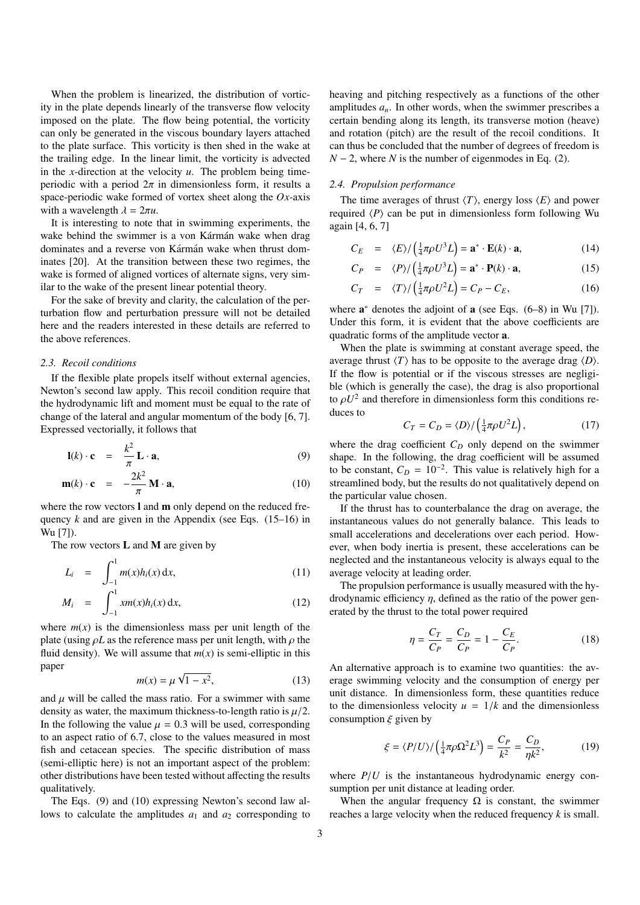When the problem is linearized, the distribution of vorticity in the plate depends linearly of the transverse flow velocity imposed on the plate. The flow being potential, the vorticity can only be generated in the viscous boundary layers attached to the plate surface. This vorticity is then shed in the wake at the trailing edge. In the linear limit, the vorticity is advected in the $x$-direction at the velocity $u$. The problem being time-periodic with a period $2\pi$ in dimensionless form, it results a space-periodic wake formed of vortex sheet along the $Ox$-axis with a wavelength $\lambda = 2\pi u$.

It is interesting to note that in swimming experiments, the wake behind the swimmer is a von Kármán wake when drag dominates and a reverse von Kármán wake when thrust dominates [20]. At the transition between these two regimes, the wake is formed of aligned vortices of alternate signs, very similar to the wake of the present linear potential theory.

For the sake of brevity and clarity, the calculation of the perturbation flow and perturbation pressure will not be detailed here and the readers interested in these details are referred to the above references.

### 2.3. Recoil conditions

If the flexible plate propels itself without external agencies, Newton's second law apply. This recoil condition require that the hydrodynamic lift and moment must be equal to the rate of change of the lateral and angular momentum of the body [6, 7]. Expressed vectorially, it follows that

$$\mathbf{l}(k) \cdot \mathbf{c} = \frac{k^2}{\pi} \mathbf{L} \cdot \mathbf{a}, \tag{9}$$

$$\mathbf{m}(k) \cdot \mathbf{c} = -\frac{2k^2}{\pi} \mathbf{M} \cdot \mathbf{a}, \tag{10}$$

where the row vectors $\mathbf{l}$ and $\mathbf{m}$ only depend on the reduced frequency $k$ and are given in the Appendix (see Eqs. (15–16) in Wu [7]).

The row vectors $\mathbf{L}$ and $\mathbf{M}$ are given by

$$L_i = \int_{-1}^{1} m(x) h_i(x) \, \mathrm{d}x, \tag{11}$$

$$M_i = \int_{-1}^{1} x m(x) h_i(x) \, \mathrm{d}x, \tag{12}$$

where $m(x)$ is the dimensionless mass per unit length of the plate (using $\rho L$ as the reference mass per unit length, with $\rho$ the fluid density). We will assume that $m(x)$ is semi-elliptic in this paper

$$m(x) = \mu \sqrt{1 - x^2}, \tag{13}$$

and $\mu$ will be called the mass ratio. For a swimmer with same density as water, the maximum thickness-to-length ratio is $\mu/2$. In the following the value $\mu = 0.3$ will be used, corresponding to an aspect ratio of 6.7, close to the values measured in most fish and cetacean species. The specific distribution of mass (semi-elliptic here) is not an important aspect of the problem: other distributions have been tested without affecting the results qualitatively.

The Eqs. (9) and (10) expressing Newton's second law allows to calculate the amplitudes $a_1$ and $a_2$ corresponding to heaving and pitching respectively as a functions of the other amplitudes $a_n$. In other words, when the swimmer prescribes a certain bending along its length, its transverse motion (heave) and rotation (pitch) are the result of the recoil conditions. It can thus be concluded that the number of degrees of freedom is $N - 2$, where $N$ is the number of eigenmodes in Eq. (2).

### 2.4. Propulsion performance

The time averages of thrust $\langle T \rangle$, energy loss $\langle E \rangle$ and power required $\langle P \rangle$ can be put in dimensionless form following Wu again [4, 6, 7]

$$C_E = \langle E \rangle / \left(\tfrac{1}{4}\pi\rho U^3 L\right) = \mathbf{a}^* \cdot \mathbf{E}(k) \cdot \mathbf{a}, \tag{14}$$

$$C_P = \langle P \rangle / \left(\tfrac{1}{4}\pi\rho U^3 L\right) = \mathbf{a}^* \cdot \mathbf{P}(k) \cdot \mathbf{a}, \tag{15}$$

$$C_T = \langle T \rangle / \left(\tfrac{1}{4}\pi\rho U^2 L\right) = C_P - C_E, \tag{16}$$

where $\mathbf{a}^*$ denotes the adjoint of $\mathbf{a}$ (see Eqs. (6–8) in Wu [7]). Under this form, it is evident that the above coefficients are quadratic forms of the amplitude vector $\mathbf{a}$.

When the plate is swimming at constant average speed, the average thrust $\langle T \rangle$ has to be opposite to the average drag $\langle D \rangle$. If the flow is potential or if the viscous stresses are negligible (which is generally the case), the drag is also proportional to $\rho U^2$ and therefore in dimensionless form this conditions reduces to

$$C_T = C_D = \langle D \rangle / \left(\tfrac{1}{4}\pi\rho U^2 L\right), \tag{17}$$

where the drag coefficient $C_D$ only depend on the swimmer shape. In the following, the drag coefficient will be assumed to be constant, $C_D = 10^{-2}$. This value is relatively high for a streamlined body, but the results do not qualitatively depend on the particular value chosen.

If the thrust has to counterbalance the drag on average, the instantaneous values do not generally balance. This leads to small accelerations and decelerations over each period. However, when body inertia is present, these accelerations can be neglected and the instantaneous velocity is always equal to the average velocity at leading order.

The propulsion performance is usually measured with the hydrodynamic efficiency $\eta$, defined as the ratio of the power generated by the thrust to the total power required

$$\eta = \frac{C_T}{C_P} = \frac{C_D}{C_P} = 1 - \frac{C_E}{C_P}. \tag{18}$$

An alternative approach is to examine two quantities: the average swimming velocity and the consumption of energy per unit distance. In dimensionless form, these quantities reduce to the dimensionless velocity $u = 1/k$ and the dimensionless consumption $\xi$ given by

$$\xi = \langle P/U \rangle / \left(\tfrac{1}{4}\pi\rho\Omega^2 L^3\right) = \frac{C_P}{k^2} = \frac{C_D}{\eta k^2}, \tag{19}$$

where $P/U$ is the instantaneous hydrodynamic energy consumption per unit distance at leading order.

When the angular frequency $\Omega$ is constant, the swimmer reaches a large velocity when the reduced frequency $k$ is small.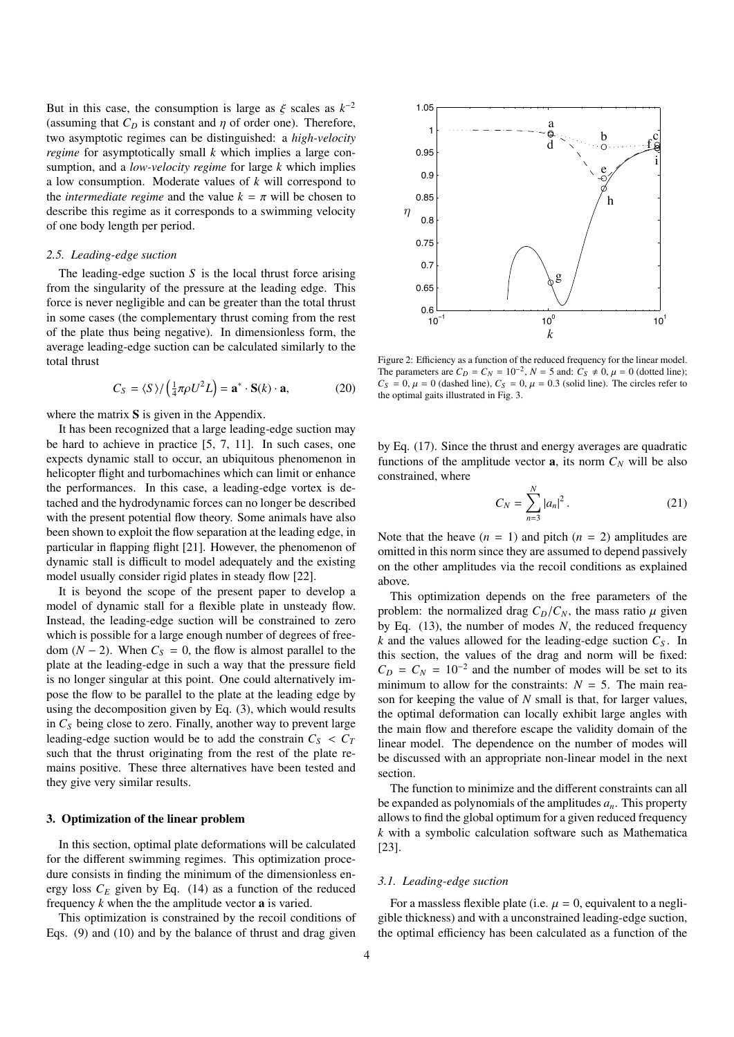But in this case, the consumption is large as $\xi$ scales as $k^{-2}$ (assuming that $C_D$ is constant and $\eta$ of order one). Therefore, two asymptotic regimes can be distinguished: a *high-velocity regime* for asymptotically small $k$ which implies a large consumption, and a *low-velocity regime* for large $k$ which implies a low consumption. Moderate values of $k$ will correspond to the *intermediate regime* and the value $k = \pi$ will be chosen to describe this regime as it corresponds to a swimming velocity of one body length per period.

### 2.5. Leading-edge suction

The leading-edge suction $S$ is the local thrust force arising from the singularity of the pressure at the leading edge. This force is never negligible and can be greater than the total thrust in some cases (the complementary thrust coming from the rest of the plate thus being negative). In dimensionless form, the average leading-edge suction can be calculated similarly to the total thrust

$$C_S = \langle S \rangle / \left(\tfrac{1}{4}\pi\rho U^2 L\right) = \mathbf{a}^* \cdot \mathbf{S}(k) \cdot \mathbf{a}, \tag{20}$$

where the matrix $\mathbf{S}$ is given in the Appendix.

It has been recognized that a large leading-edge suction may be hard to achieve in practice [5, 7, 11]. In such cases, one expects dynamic stall to occur, an ubiquitous phenomenon in helicopter flight and turbomachines which can limit or enhance the performances. In this case, a leading-edge vortex is detached and the hydrodynamic forces can no longer be described with the present potential flow theory. Some animals have also been shown to exploit the flow separation at the leading edge, in particular in flapping flight [21]. However, the phenomenon of dynamic stall is difficult to model adequately and the existing model usually consider rigid plates in steady flow [22].

It is beyond the scope of the present paper to develop a model of dynamic stall for a flexible plate in unsteady flow. Instead, the leading-edge suction will be constrained to zero which is possible for a large enough number of degrees of freedom ($N - 2$). When $C_S = 0$, the flow is almost parallel to the plate at the leading-edge in such a way that the pressure field is no longer singular at this point. One could alternatively impose the flow to be parallel to the plate at the leading edge by using the decomposition given by Eq. (3), which would results in $C_S$ being close to zero. Finally, another way to prevent large leading-edge suction would be to add the constrain $C_S < C_T$ such that the thrust originating from the rest of the plate remains positive. These three alternatives have been tested and they give very similar results.

## 3. Optimization of the linear problem

In this section, optimal plate deformations will be calculated for the different swimming regimes. This optimization procedure consists in finding the minimum of the dimensionless energy loss $C_E$ given by Eq. (14) as a function of the reduced frequency $k$ when the the amplitude vector $\mathbf{a}$ is varied.

This optimization is constrained by the recoil conditions of Eqs. (9) and (10) and by the balance of thrust and drag given by Eq. (17). Since the thrust and energy averages are quadratic functions of the amplitude vector $\mathbf{a}$, its norm $C_N$ will be also constrained, where

$$C_N = \sum_{n=3}^{N} |a_n|^2 . \tag{21}$$

Note that the heave ($n = 1$) and pitch ($n = 2$) amplitudes are omitted in this norm since they are assumed to depend passively on the other amplitudes via the recoil conditions as explained above.

This optimization depends on the free parameters of the problem: the normalized drag $C_D/C_N$, the mass ratio $\mu$ given by Eq. (13), the number of modes $N$, the reduced frequency $k$ and the values allowed for the leading-edge suction $C_S$. In this section, the values of the drag and norm will be fixed: $C_D = C_N = 10^{-2}$ and the number of modes will be set to its minimum to allow for the constraints: $N = 5$. The main reason for keeping the value of $N$ small is that, for larger values, the optimal deformation can locally exhibit large angles with the main flow and therefore escape the validity domain of the linear model. The dependence on the number of modes will be discussed with an appropriate non-linear model in the next section.

The function to minimize and the different constraints can all be expanded as polynomials of the amplitudes $a_n$. This property allows to find the global optimum for a given reduced frequency $k$ with a symbolic calculation software such as Mathematica [23].

Figure 2: Efficiency as a function of the reduced frequency for the linear model. The parameters are $C_D = C_N = 10^{-2}$, $N = 5$ and: $C_S \neq 0$, $\mu = 0$ (dotted line); $C_S = 0$, $\mu = 0$ (dashed line), $C_S = 0$, $\mu = 0.3$ (solid line). The circles refer to the optimal gaits illustrated in Fig. 3.

### 3.1. Leading-edge suction

For a massless flexible plate (i.e. $\mu = 0$, equivalent to a negligible thickness) and with a unconstrained leading-edge suction, the optimal efficiency has been calculated as a function of the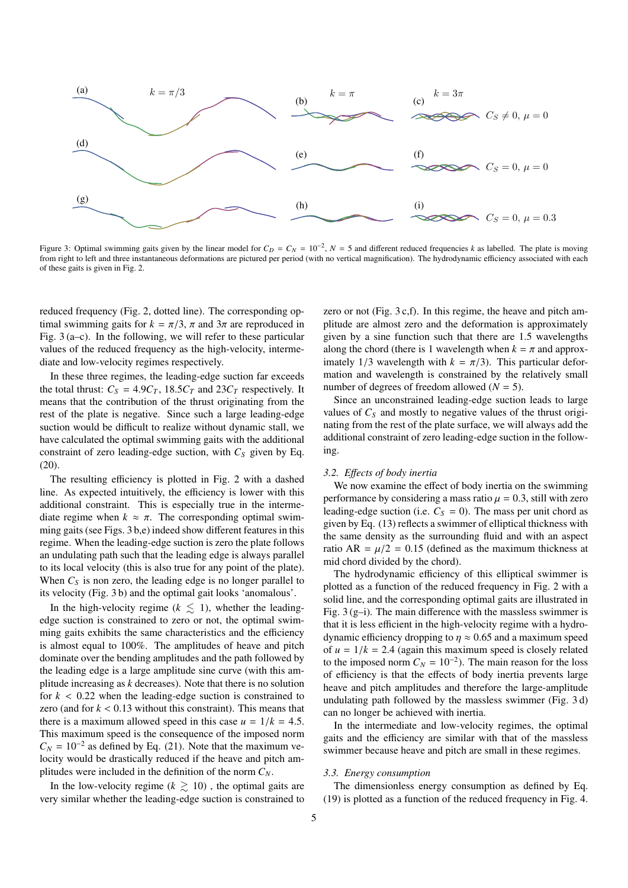Figure 3: Optimal swimming gaits given by the linear model for $C_D = C_N = 10^{-2}$, $N = 5$ and different reduced frequencies $k$ as labelled. The plate is moving from right to left and three instantaneous deformations are pictured per period (with no vertical magnification). The hydrodynamic efficiency associated with each of these gaits is given in Fig. 2.

reduced frequency (Fig. 2, dotted line). The corresponding optimal swimming gaits for $k = \pi/3$, $\pi$ and $3\pi$ are reproduced in Fig. 3 (a–c). In the following, we will refer to these particular values of the reduced frequency as the high-velocity, intermediate and low-velocity regimes respectively.

In these three regimes, the leading-edge suction far exceeds the total thrust: $C_S = 4.9C_T$, $18.5C_T$ and $23C_T$ respectively. It means that the contribution of the thrust originating from the rest of the plate is negative. Since such a large leading-edge suction would be difficult to realize without dynamic stall, we have calculated the optimal swimming gaits with the additional constraint of zero leading-edge suction, with $C_S$ given by Eq. (20).

The resulting efficiency is plotted in Fig. 2 with a dashed line. As expected intuitively, the efficiency is lower with this additional constraint. This is especially true in the intermediate regime when $k \approx \pi$. The corresponding optimal swimming gaits (see Figs. 3 b,e) indeed show different features in this regime. When the leading-edge suction is zero the plate follows an undulating path such that the leading edge is always parallel to its local velocity (this is also true for any point of the plate). When $C_S$ is non zero, the leading edge is no longer parallel to its velocity (Fig. 3 b) and the optimal gait looks 'anomalous'.

In the high-velocity regime ($k \lesssim 1$), whether the leading-edge suction is constrained to zero or not, the optimal swimming gaits exhibits the same characteristics and the efficiency is almost equal to 100%. The amplitudes of heave and pitch dominate over the bending amplitudes and the path followed by the leading edge is a large amplitude sine curve (with this amplitude increasing as $k$ decreases). Note that there is no solution for $k < 0.22$ when the leading-edge suction is constrained to zero (and for $k < 0.13$ without this constraint). This means that there is a maximum allowed speed in this case $u = 1/k = 4.5$. This maximum speed is the consequence of the imposed norm $C_N = 10^{-2}$ as defined by Eq. (21). Note that the maximum velocity would be drastically reduced if the heave and pitch amplitudes were included in the definition of the norm $C_N$.

In the low-velocity regime ($k \gtrsim 10$) , the optimal gaits are very similar whether the leading-edge suction is constrained to zero or not (Fig. 3 c,f). In this regime, the heave and pitch amplitude are almost zero and the deformation is approximately given by a sine function such that there are 1.5 wavelengths along the chord (there is 1 wavelength when $k = \pi$ and approximately 1/3 wavelength with $k = \pi/3$). This particular deformation and wavelength is constrained by the relatively small number of degrees of freedom allowed ($N = 5$).

Since an unconstrained leading-edge suction leads to large values of $C_S$ and mostly to negative values of the thrust originating from the rest of the plate surface, we will always add the additional constraint of zero leading-edge suction in the following.

### 3.2. Effects of body inertia

We now examine the effect of body inertia on the swimming performance by considering a mass ratio $\mu = 0.3$, still with zero leading-edge suction (i.e. $C_S = 0$). The mass per unit chord as given by Eq. (13) reflects a swimmer of elliptical thickness with the same density as the surrounding fluid and with an aspect ratio AR $= \mu/2 = 0.15$ (defined as the maximum thickness at mid chord divided by the chord).

The hydrodynamic efficiency of this elliptical swimmer is plotted as a function of the reduced frequency in Fig. 2 with a solid line, and the corresponding optimal gaits are illustrated in Fig. 3 (g–i). The main difference with the massless swimmer is that it is less efficient in the high-velocity regime with a hydrodynamic efficiency dropping to $\eta \approx 0.65$ and a maximum speed of $u = 1/k = 2.4$ (again this maximum speed is closely related to the imposed norm $C_N = 10^{-2}$). The main reason for the loss of efficiency is that the effects of body inertia prevents large heave and pitch amplitudes and therefore the large-amplitude undulating path followed by the massless swimmer (Fig. 3 d) can no longer be achieved with inertia.

In the intermediate and low-velocity regimes, the optimal gaits and the efficiency are similar with that of the massless swimmer because heave and pitch are small in these regimes.

### 3.3. Energy consumption

The dimensionless energy consumption as defined by Eq. (19) is plotted as a function of the reduced frequency in Fig. 4.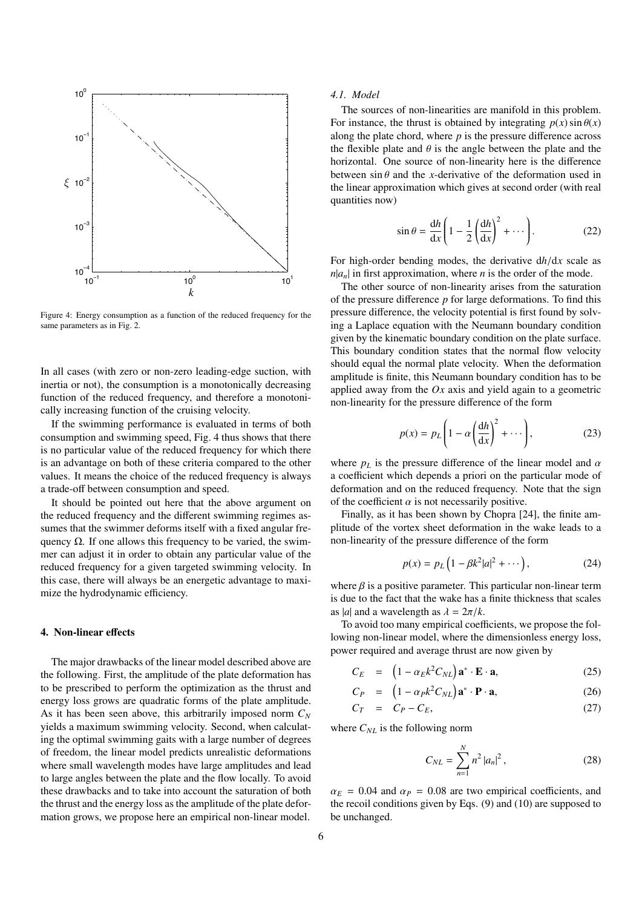Figure 4: Energy consumption as a function of the reduced frequency for the same parameters as in Fig. 2.

In all cases (with zero or non-zero leading-edge suction, with inertia or not), the consumption is a monotonically decreasing function of the reduced frequency, and therefore a monotonically increasing function of the cruising velocity.

If the swimming performance is evaluated in terms of both consumption and swimming speed, Fig. 4 thus shows that there is no particular value of the reduced frequency for which there is an advantage on both of these criteria compared to the other values. It means the choice of the reduced frequency is always a trade-off between consumption and speed.

It should be pointed out here that the above argument on the reduced frequency and the different swimming regimes assumes that the swimmer deforms itself with a fixed angular frequency $\Omega$. If one allows this frequency to be varied, the swimmer can adjust it in order to obtain any particular value of the reduced frequency for a given targeted swimming velocity. In this case, there will always be an energetic advantage to maximize the hydrodynamic efficiency.

## 4. Non-linear effects

The major drawbacks of the linear model described above are the following. First, the amplitude of the plate deformation has to be prescribed to perform the optimization as the thrust and energy loss grows are quadratic forms of the plate amplitude. As it has been seen above, this arbitrarily imposed norm $C_N$ yields a maximum swimming velocity. Second, when calculating the optimal swimming gaits with a large number of degrees of freedom, the linear model predicts unrealistic deformations where small wavelength modes have large amplitudes and lead to large angles between the plate and the flow locally. To avoid these drawbacks and to take into account the saturation of both the thrust and the energy loss as the amplitude of the plate deformation grows, we propose here an empirical non-linear model.

### 4.1. Model

The sources of non-linearities are manifold in this problem. For instance, the thrust is obtained by integrating $p(x)\sin\theta(x)$ along the plate chord, where $p$ is the pressure difference across the flexible plate and $\theta$ is the angle between the plate and the horizontal. One source of non-linearity here is the difference between $\sin\theta$ and the $x$-derivative of the deformation used in the linear approximation which gives at second order (with real quantities now)

$$\sin\theta = \frac{\mathrm{d}h}{\mathrm{d}x}\left(1 - \frac{1}{2}\left(\frac{\mathrm{d}h}{\mathrm{d}x}\right)^2 + \cdots\right). \tag{22}$$

For high-order bending modes, the derivative $\mathrm{d}h/\mathrm{d}x$ scale as $n|a_n|$ in first approximation, where $n$ is the order of the mode.

The other source of non-linearity arises from the saturation of the pressure difference $p$ for large deformations. To find this pressure difference, the velocity potential is first found by solving a Laplace equation with the Neumann boundary condition given by the kinematic boundary condition on the plate surface. This boundary condition states that the normal flow velocity should equal the normal plate velocity. When the deformation amplitude is finite, this Neumann boundary condition has to be applied away from the $Ox$ axis and yield again to a geometric non-linearity for the pressure difference of the form

$$p(x) = p_L\left(1 - \alpha\left(\frac{\mathrm{d}h}{\mathrm{d}x}\right)^2 + \cdots\right), \tag{23}$$

where $p_L$ is the pressure difference of the linear model and $\alpha$ a coefficient which depends a priori on the particular mode of deformation and on the reduced frequency. Note that the sign of the coefficient $\alpha$ is not necessarily positive.

Finally, as it has been shown by Chopra [24], the finite amplitude of the vortex sheet deformation in the wake leads to a non-linearity of the pressure difference of the form

$$p(x) = p_L\left(1 - \beta k^2|a|^2 + \cdots\right), \tag{24}$$

where $\beta$ is a positive parameter. This particular non-linear term is due to the fact that the wake has a finite thickness that scales as $|a|$ and a wavelength as $\lambda = 2\pi/k$.

To avoid too many empirical coefficients, we propose the following non-linear model, where the dimensionless energy loss, power required and average thrust are now given by

$$C_E = \left(1 - \alpha_E k^2 C_{NL}\right)\mathbf{a}^* \cdot \mathbf{E} \cdot \mathbf{a}, \tag{25}$$

$$C_P = \left(1 - \alpha_P k^2 C_{NL}\right)\mathbf{a}^* \cdot \mathbf{P} \cdot \mathbf{a}, \tag{26}$$

$$C_T = C_P - C_E, \tag{27}$$

where $C_{NL}$ is the following norm

$$C_{NL} = \sum_{n=1}^{N} n^2 |a_n|^2, \tag{28}$$

$\alpha_E = 0.04$ and $\alpha_P = 0.08$ are two empirical coefficients, and the recoil conditions given by Eqs. (9) and (10) are supposed to be unchanged.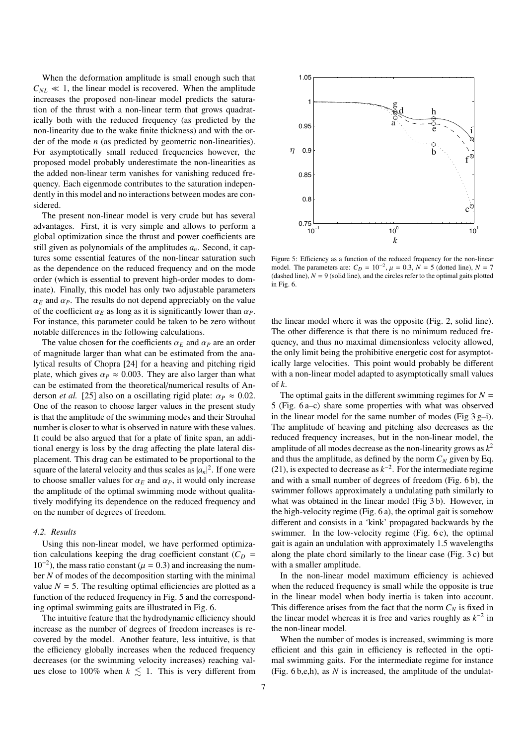When the deformation amplitude is small enough such that $C_{NL} \ll 1$, the linear model is recovered. When the amplitude increases the proposed non-linear model predicts the saturation of the thrust with a non-linear term that grows quadratically both with the reduced frequency (as predicted by the non-linearity due to the wake finite thickness) and with the order of the mode $n$ (as predicted by geometric non-linearities). For asymptotically small reduced frequencies however, the proposed model probably underestimate the non-linearities as the added non-linear term vanishes for vanishing reduced frequency. Each eigenmode contributes to the saturation independently in this model and no interactions between modes are considered.

The present non-linear model is very crude but has several advantages. First, it is very simple and allows to perform a global optimization since the thrust and power coefficients are still given as polynomials of the amplitudes $a_n$. Second, it captures some essential features of the non-linear saturation such as the dependence on the reduced frequency and on the mode order (which is essential to prevent high-order modes to dominate). Finally, this model has only two adjustable parameters $\alpha_E$ and $\alpha_P$. The results do not depend appreciably on the value of the coefficient $\alpha_E$ as long as it is significantly lower than $\alpha_P$. For instance, this parameter could be taken to be zero without notable differences in the following calculations.

The value chosen for the coefficients $\alpha_E$ and $\alpha_P$ are an order of magnitude larger than what can be estimated from the analytical results of Chopra [24] for a heaving and pitching rigid plate, which gives $\alpha_P \approx 0.003$. They are also larger than what can be estimated from the theoretical/numerical results of Anderson *et al.* [25] also on a oscillating rigid plate: $\alpha_P \approx 0.02$. One of the reason to choose larger values in the present study is that the amplitude of the swimming modes and their Strouhal number is closer to what is observed in nature with these values. It could be also argued that for a plate of finite span, an additional energy is loss by the drag affecting the plate lateral displacement. This drag can be estimated to be proportional to the square of the lateral velocity and thus scales as $|a_n|^2$. If one were to choose smaller values for $\alpha_E$ and $\alpha_P$, it would only increase the amplitude of the optimal swimming mode without qualitatively modifying its dependence on the reduced frequency and on the number of degrees of freedom.

### 4.2. Results

Using this non-linear model, we have performed optimization calculations keeping the drag coefficient constant ($C_D = 10^{-2}$), the mass ratio constant ($\mu = 0.3$) and increasing the number $N$ of modes of the decomposition starting with the minimal value $N = 5$. The resulting optimal efficiencies are plotted as a function of the reduced frequency in Fig. 5 and the corresponding optimal swimming gaits are illustrated in Fig. 6.

The intuitive feature that the hydrodynamic efficiency should increase as the number of degrees of freedom increases is recovered by the model. Another feature, less intuitive, is that the efficiency globally increases when the reduced frequency decreases (or the swimming velocity increases) reaching values close to 100% when $k \lesssim 1$. This is very different from

Figure 5: Efficiency as a function of the reduced frequency for the non-linear model. The parameters are: $C_D = 10^{-2}$, $\mu = 0.3$, $N = 5$ (dotted line), $N = 7$ (dashed line), $N = 9$ (solid line), and the circles refer to the optimal gaits plotted in Fig. 6.

the linear model where it was the opposite (Fig. 2, solid line). The other difference is that there is no minimum reduced frequency, and thus no maximal dimensionless velocity allowed, the only limit being the prohibitive energetic cost for asymptotically large velocities. This point would probably be different with a non-linear model adapted to asymptotically small values of $k$.

The optimal gaits in the different swimming regimes for $N = 5$ (Fig. 6 a–c) share some properties with what was observed in the linear model for the same number of modes (Fig 3 g–i). The amplitude of heaving and pitching also decreases as the reduced frequency increases, but in the non-linear model, the amplitude of all modes decrease as the non-linearity grows as $k^2$ and thus the amplitude, as defined by the norm $C_N$ given by Eq. (21), is expected to decrease as $k^{-2}$. For the intermediate regime and with a small number of degrees of freedom (Fig. 6 b), the swimmer follows approximately a undulating path similarly to what was obtained in the linear model (Fig 3 b). However, in the high-velocity regime (Fig. 6 a), the optimal gait is somehow different and consists in a 'kink' propagated backwards by the swimmer. In the low-velocity regime (Fig. 6 c), the optimal gait is again an undulation with approximately 1.5 wavelengths along the plate chord similarly to the linear case (Fig. 3 c) but with a smaller amplitude.

In the non-linear model maximum efficiency is achieved when the reduced frequency is small while the opposite is true in the linear model when body inertia is taken into account. This difference arises from the fact that the norm $C_N$ is fixed in the linear model whereas it is free and varies roughly as $k^{-2}$ in the non-linear model.

When the number of modes is increased, swimming is more efficient and this gain in efficiency is reflected in the optimal swimming gaits. For the intermediate regime for instance (Fig. 6 b,e,h), as $N$ is increased, the amplitude of the undulat-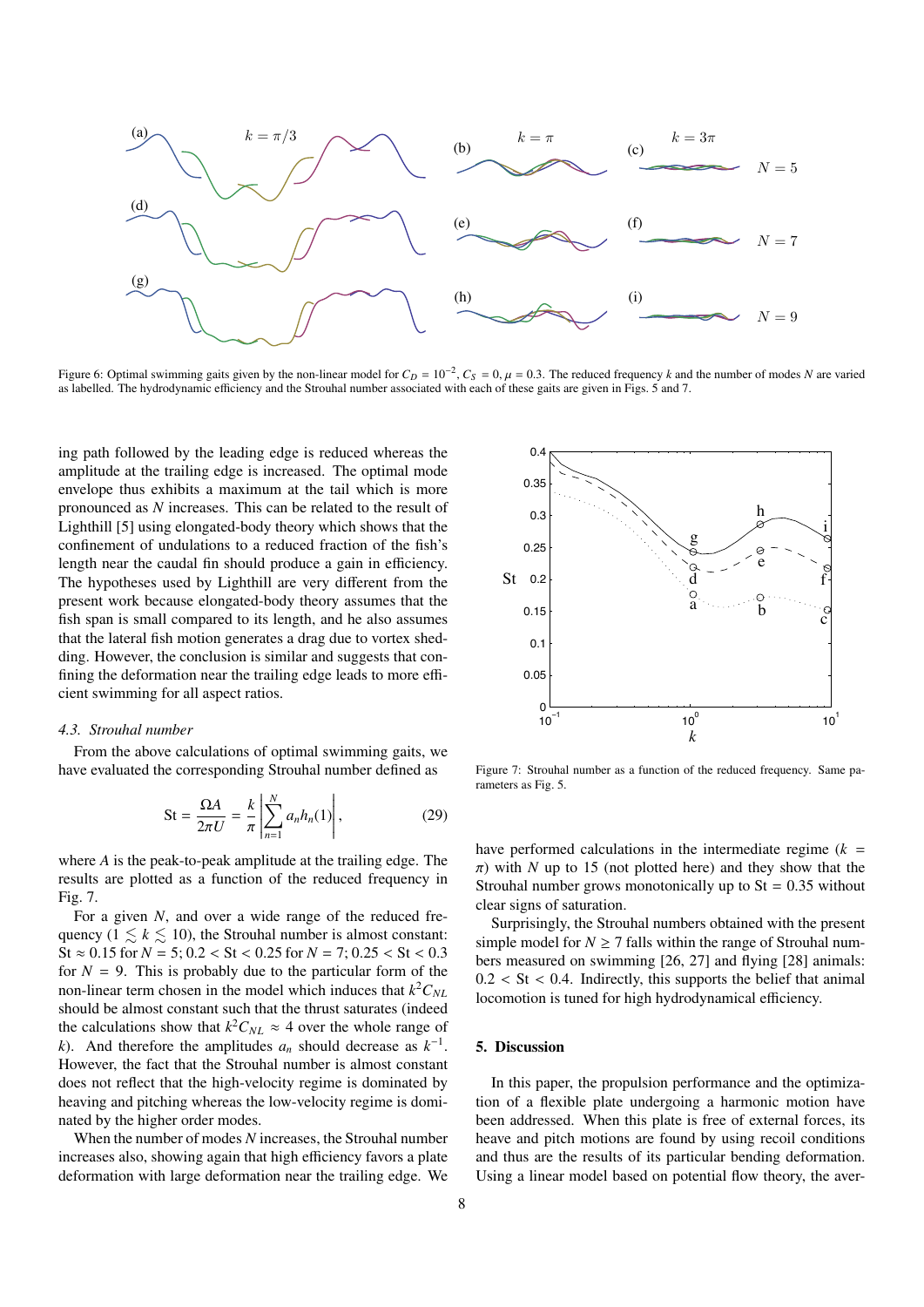Figure 6: Optimal swimming gaits given by the non-linear model for $C_D = 10^{-2}$, $C_S = 0$, $\mu = 0.3$. The reduced frequency $k$ and the number of modes $N$ are varied as labelled. The hydrodynamic efficiency and the Strouhal number associated with each of these gaits are given in Figs. 5 and 7.

ing path followed by the leading edge is reduced whereas the amplitude at the trailing edge is increased. The optimal mode envelope thus exhibits a maximum at the tail which is more pronounced as $N$ increases. This can be related to the result of Lighthill [5] using elongated-body theory which shows that the confinement of undulations to a reduced fraction of the fish's length near the caudal fin should produce a gain in efficiency. The hypotheses used by Lighthill are very different from the present work because elongated-body theory assumes that the fish span is small compared to its length, and he also assumes that the lateral fish motion generates a drag due to vortex shedding. However, the conclusion is similar and suggests that confining the deformation near the trailing edge leads to more efficient swimming for all aspect ratios.

### 4.3. Strouhal number

From the above calculations of optimal swimming gaits, we have evaluated the corresponding Strouhal number defined as

$$\mathrm{St} = \frac{\Omega A}{2\pi U} = \frac{k}{\pi}\left|\sum_{n=1}^{N} a_n h_n(1)\right|, \tag{29}$$

where $A$ is the peak-to-peak amplitude at the trailing edge. The results are plotted as a function of the reduced frequency in Fig. 7.

For a given $N$, and over a wide range of the reduced frequency ($1 \lesssim k \lesssim 10$), the Strouhal number is almost constant: $\mathrm{St} \approx 0.15$ for $N = 5$; $0.2 < \mathrm{St} < 0.25$ for $N = 7$; $0.25 < \mathrm{St} < 0.3$ for $N = 9$. This is probably due to the particular form of the non-linear term chosen in the model which induces that $k^2 C_{NL}$ should be almost constant such that the thrust saturates (indeed the calculations show that $k^2 C_{NL} \approx 4$ over the whole range of $k$). And therefore the amplitudes $a_n$ should decrease as $k^{-1}$. However, the fact that the Strouhal number is almost constant does not reflect that the high-velocity regime is dominated by heaving and pitching whereas the low-velocity regime is dominated by the higher order modes.

When the number of modes $N$ increases, the Strouhal number increases also, showing again that high efficiency favors a plate deformation with large deformation near the trailing edge. We have performed calculations in the intermediate regime ($k = \pi$) with $N$ up to 15 (not plotted here) and they show that the Strouhal number grows monotonically up to $\mathrm{St} = 0.35$ without clear signs of saturation.

Figure 7: Strouhal number as a function of the reduced frequency. Same parameters as Fig. 5.

Surprisingly, the Strouhal numbers obtained with the present simple model for $N \geq 7$ falls within the range of Strouhal numbers measured on swimming [26, 27] and flying [28] animals: $0.2 < \mathrm{St} < 0.4$. Indirectly, this supports the belief that animal locomotion is tuned for high hydrodynamical efficiency.

## 5. Discussion

In this paper, the propulsion performance and the optimization of a flexible plate undergoing a harmonic motion have been addressed. When this plate is free of external forces, its heave and pitch motions are found by using recoil conditions and thus are the results of its particular bending deformation. Using a linear model based on potential flow theory, the aver-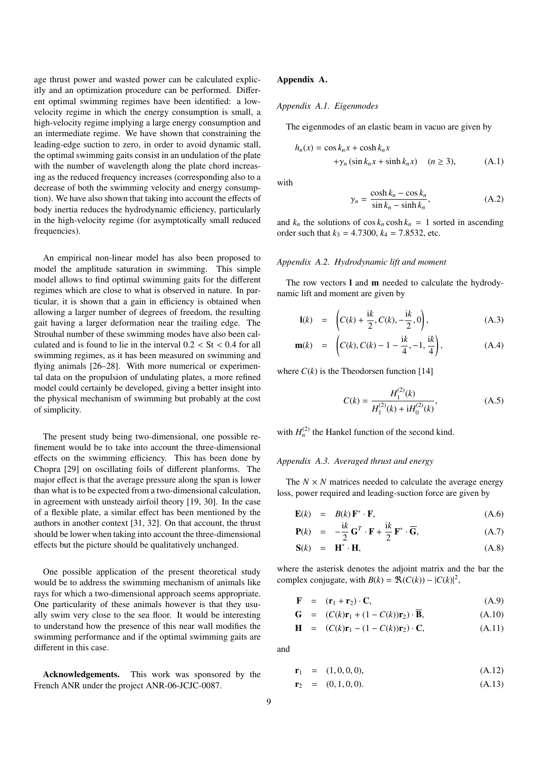age thrust power and wasted power can be calculated explicitly and an optimization procedure can be performed. Different optimal swimming regimes have been identified: a low-velocity regime in which the energy consumption is small, a high-velocity regime implying a large energy consumption and an intermediate regime. We have shown that constraining the leading-edge suction to zero, in order to avoid dynamic stall, the optimal swimming gaits consist in an undulation of the plate with the number of wavelength along the plate chord increasing as the reduced frequency increases (corresponding also to a decrease of both the swimming velocity and energy consumption). We have also shown that taking into account the effects of body inertia reduces the hydrodynamic efficiency, particularly in the high-velocity regime (for asymptotically small reduced frequencies).

An empirical non-linear model has also been proposed to model the amplitude saturation in swimming. This simple model allows to find optimal swimming gaits for the different regimes which are close to what is observed in nature. In particular, it is shown that a gain in efficiency is obtained when allowing a larger number of degrees of freedom, the resulting gait having a larger deformation near the trailing edge. The Strouhal number of these swimming modes have also been calculated and is found to lie in the interval $0.2 < \mathrm{St} < 0.4$ for all swimming regimes, as it has been measured on swimming and flying animals [26–28]. With more numerical or experimental data on the propulsion of undulating plates, a more refined model could certainly be developed, giving a better insight into the physical mechanism of swimming but probably at the cost of simplicity.

The present study being two-dimensional, one possible refinement would be to take into account the three-dimensional effects on the swimming efficiency. This has been done by Chopra [29] on oscillating foils of different planforms. The major effect is that the average pressure along the span is lower than what is to be expected from a two-dimensional calculation, in agreement with unsteady airfoil theory [19, 30]. In the case of a flexible plate, a similar effect has been mentioned by the authors in another context [31, 32]. On that account, the thrust should be lower when taking into account the three-dimensional effects but the picture should be qualitatively unchanged.

One possible application of the present theoretical study would be to address the swimming mechanism of animals like rays for which a two-dimensional approach seems appropriate. One particularity of these animals however is that they usually swim very close to the sea floor. It would be interesting to understand how the presence of this near wall modifies the swimming performance and if the optimal swimming gaits are different in this case.

**Acknowledgements.** This work was sponsored by the French ANR under the project ANR-06-JCJC-0087.

## Appendix A.

### *Appendix A.1. Eigenmodes*

The eigenmodes of an elastic beam in vacuo are given by

$$h_n(x) = \cos k_n x + \cosh k_n x + \gamma_n (\sin k_n x + \sinh k_n x) \quad (n \geq 3), \tag{A.1}$$

with

$$\gamma_n = \frac{\cosh k_n - \cos k_n}{\sin k_n - \sinh k_n}, \tag{A.2}$$

and $k_n$ the solutions of $\cos k_n \cosh k_n = 1$ sorted in ascending order such that $k_3 = 4.7300$, $k_4 = 7.8532$, etc.

### *Appendix A.2. Hydrodynamic lift and moment*

The row vectors $\mathbf{l}$ and $\mathbf{m}$ needed to calculate the hydrodynamic lift and moment are given by

$$\mathbf{l}(k) = \left( C(k) + \frac{\mathrm{i}k}{2}, C(k), -\frac{\mathrm{i}k}{2}, 0 \right), \tag{A.3}$$

$$\mathbf{m}(k) = \left( C(k), C(k) - 1 - \frac{\mathrm{i}k}{4}, -1, \frac{\mathrm{i}k}{4} \right), \tag{A.4}$$

where $C(k)$ is the Theodorsen function [14]

$$C(k) = \frac{H_1^{(2)}(k)}{H_1^{(2)}(k) + \mathrm{i}H_0^{(2)}(k)}, \tag{A.5}$$

with $H_n^{(2)}$ the Hankel function of the second kind.

### *Appendix A.3. Averaged thrust and energy*

The $N \times N$ matrices needed to calculate the average energy loss, power required and leading-suction force are given by

$$\mathbf{E}(k) = B(k)\, \mathbf{F}^* \cdot \mathbf{F}, \tag{A.6}$$

$$\mathbf{P}(k) = -\frac{\mathrm{i}k}{2}\, \mathbf{G}^T \cdot \mathbf{F} + \frac{\mathrm{i}k}{2}\, \mathbf{F}^* \cdot \overline{\mathbf{G}}, \tag{A.7}$$

$$\mathbf{S}(k) = \mathbf{H}^* \cdot \mathbf{H}, \tag{A.8}$$

where the asterisk denotes the adjoint matrix and the bar the complex conjugate, with $B(k) = \Re(C(k)) - |C(k)|^2$,

$$\mathbf{F} = (\mathbf{r}_1 + \mathbf{r}_2) \cdot \mathbf{C}, \tag{A.9}$$

$$\mathbf{G} = (C(k)\mathbf{r}_1 + (1 - C(k))\mathbf{r}_2) \cdot \overline{\mathbf{B}}, \tag{A.10}$$

$$\mathbf{H} = (C(k)\mathbf{r}_1 - (1 - C(k))\mathbf{r}_2) \cdot \mathbf{C}, \tag{A.11}$$

and

$$\mathbf{r}_1 = (1, 0, 0, 0), \tag{A.12}$$

$$\mathbf{r}_2 = (0, 1, 0, 0). \tag{A.13}$$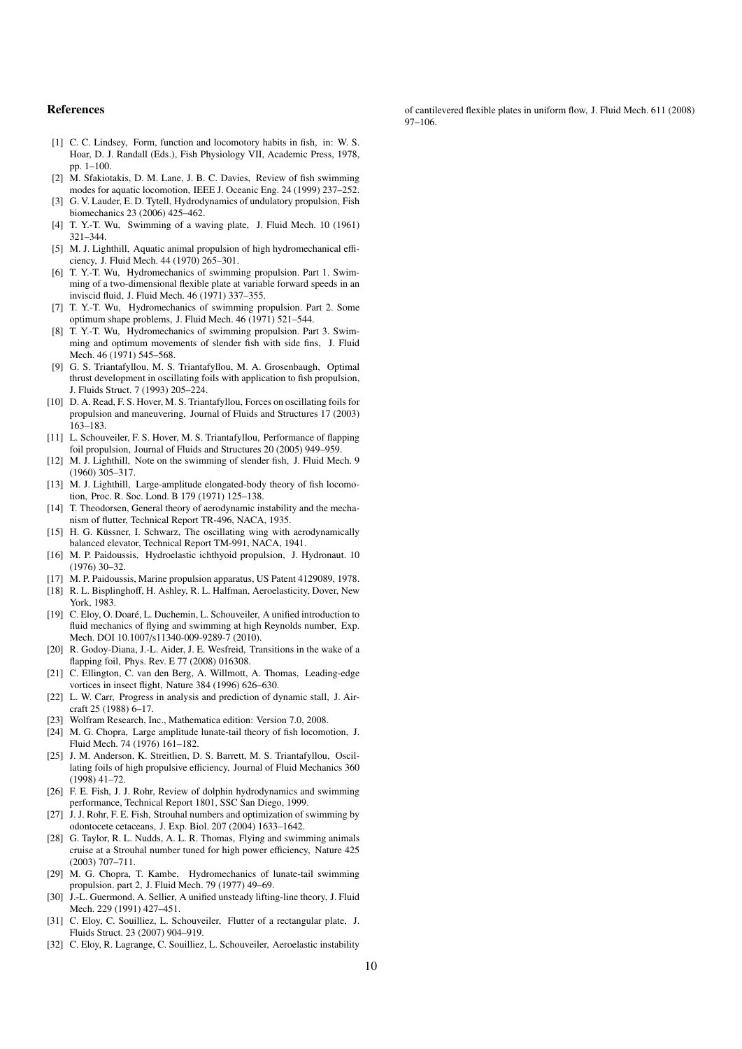## References

[1] C. C. Lindsey, Form, function and locomotory habits in fish, in: W. S. Hoar, D. J. Randall (Eds.), Fish Physiology VII, Academic Press, 1978, pp. 1–100.

[2] M. Sfakiotakis, D. M. Lane, J. B. C. Davies, Review of fish swimming modes for aquatic locomotion, IEEE J. Oceanic Eng. 24 (1999) 237–252.

[3] G. V. Lauder, E. D. Tytell, Hydrodynamics of undulatory propulsion, Fish biomechanics 23 (2006) 425–462.

[4] T. Y.-T. Wu, Swimming of a waving plate, J. Fluid Mech. 10 (1961) 321–344.

[5] M. J. Lighthill, Aquatic animal propulsion of high hydromechanical efficiency, J. Fluid Mech. 44 (1970) 265–301.

[6] T. Y.-T. Wu, Hydromechanics of swimming propulsion. Part 1. Swimming of a two-dimensional flexible plate at variable forward speeds in an inviscid fluid, J. Fluid Mech. 46 (1971) 337–355.

[7] T. Y.-T. Wu, Hydromechanics of swimming propulsion. Part 2. Some optimum shape problems, J. Fluid Mech. 46 (1971) 521–544.

[8] T. Y.-T. Wu, Hydromechanics of swimming propulsion. Part 3. Swimming and optimum movements of slender fish with side fins, J. Fluid Mech. 46 (1971) 545–568.

[9] G. S. Triantafyllou, M. S. Triantafyllou, M. A. Grosenbaugh, Optimal thrust development in oscillating foils with application to fish propulsion, J. Fluids Struct. 7 (1993) 205–224.

[10] D. A. Read, F. S. Hover, M. S. Triantafyllou, Forces on oscillating foils for propulsion and maneuvering, Journal of Fluids and Structures 17 (2003) 163–183.

[11] L. Schouveiler, F. S. Hover, M. S. Triantafyllou, Performance of flapping foil propulsion, Journal of Fluids and Structures 20 (2005) 949–959.

[12] M. J. Lighthill, Note on the swimming of slender fish, J. Fluid Mech. 9 (1960) 305–317.

[13] M. J. Lighthill, Large-amplitude elongated-body theory of fish locomotion, Proc. R. Soc. Lond. B 179 (1971) 125–138.

[14] T. Theodorsen, General theory of aerodynamic instability and the mechanism of flutter, Technical Report TR-496, NACA, 1935.

[15] H. G. Küssner, I. Schwarz, The oscillating wing with aerodynamically balanced elevator, Technical Report TM-991, NACA, 1941.

[16] M. P. Paidoussis, Hydroelastic ichthyoid propulsion, J. Hydronaut. 10 (1976) 30–32.

[17] M. P. Paidoussis, Marine propulsion apparatus, US Patent 4129089, 1978.

[18] R. L. Bisplinghoff, H. Ashley, R. L. Halfman, Aeroelasticity, Dover, New York, 1983.

[19] C. Eloy, O. Doaré, L. Duchemin, L. Schouveiler, A unified introduction to fluid mechanics of flying and swimming at high Reynolds number, Exp. Mech. DOI 10.1007/s11340-009-9289-7 (2010).

[20] R. Godoy-Diana, J.-L. Aider, J. E. Wesfreid, Transitions in the wake of a flapping foil, Phys. Rev. E 77 (2008) 016308.

[21] C. Ellington, C. van den Berg, A. Willmott, A. Thomas, Leading-edge vortices in insect flight, Nature 384 (1996) 626–630.

[22] L. W. Carr, Progress in analysis and prediction of dynamic stall, J. Aircraft 25 (1988) 6–17.

[23] Wolfram Research, Inc., Mathematica edition: Version 7.0, 2008.

[24] M. G. Chopra, Large amplitude lunate-tail theory of fish locomotion, J. Fluid Mech. 74 (1976) 161–182.

[25] J. M. Anderson, K. Streitlien, D. S. Barrett, M. S. Triantafyllou, Oscillating foils of high propulsive efficiency, Journal of Fluid Mechanics 360 (1998) 41–72.

[26] F. E. Fish, J. J. Rohr, Review of dolphin hydrodynamics and swimming performance, Technical Report 1801, SSC San Diego, 1999.

[27] J. J. Rohr, F. E. Fish, Strouhal numbers and optimization of swimming by odontocete cetaceans, J. Exp. Biol. 207 (2004) 1633–1642.

[28] G. Taylor, R. L. Nudds, A. L. R. Thomas, Flying and swimming animals cruise at a Strouhal number tuned for high power efficiency, Nature 425 (2003) 707–711.

[29] M. G. Chopra, T. Kambe, Hydromechanics of lunate-tail swimming propulsion. part 2, J. Fluid Mech. 79 (1977) 49–69.

[30] J.-L. Guermond, A. Sellier, A unified unsteady lifting-line theory, J. Fluid Mech. 229 (1991) 427–451.

[31] C. Eloy, C. Souilliez, L. Schouveiler, Flutter of a rectangular plate, J. Fluids Struct. 23 (2007) 904–919.

[32] C. Eloy, R. Lagrange, C. Souilliez, L. Schouveiler, Aeroelastic instability of cantilevered flexible plates in uniform flow, J. Fluid Mech. 611 (2008) 97–106.